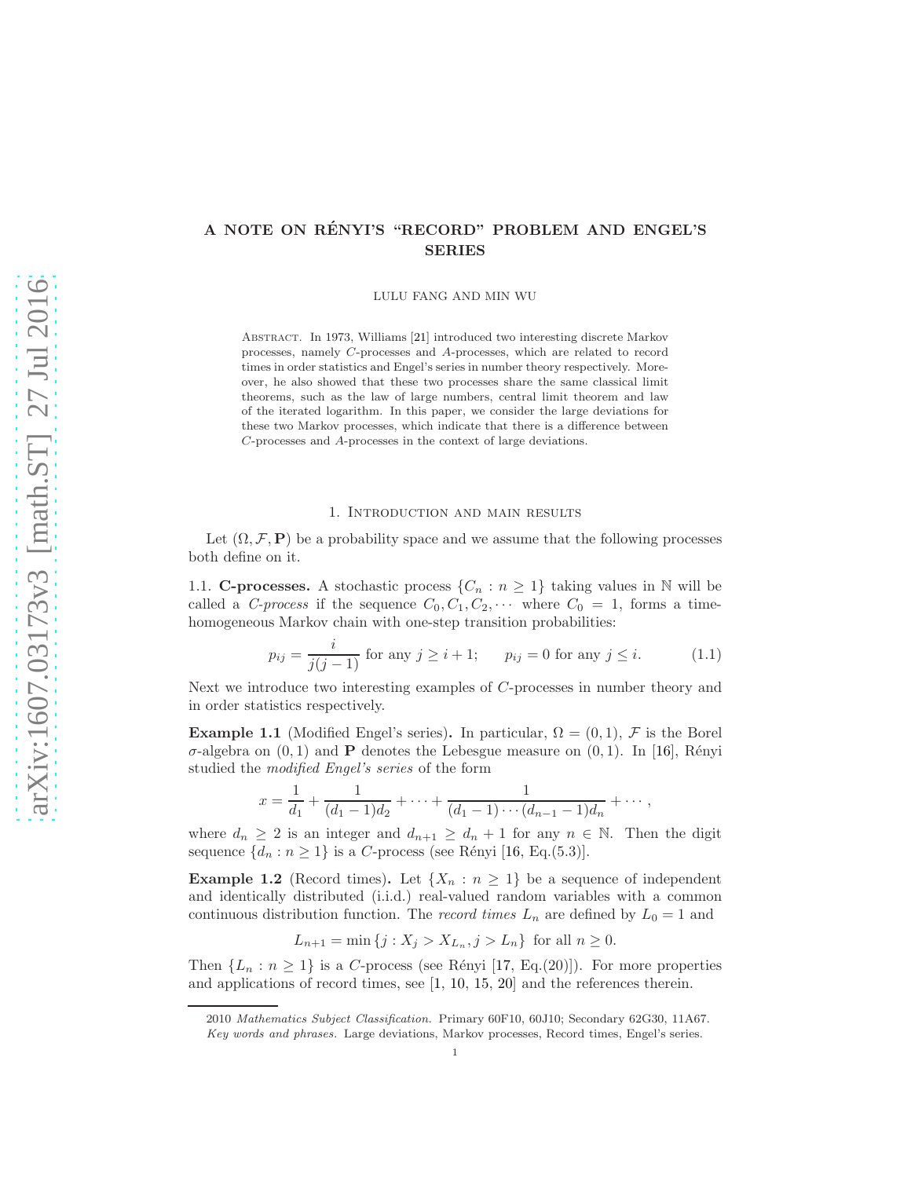# A NOTE ON RÉNYI'S "RECORD" PROBLEM AND ENGEL'S SERIES

LULU FANG AND MIN WU

**Abstract.** In 1973, Williams [21] introduced two interesting discrete Markov processes, namely $C$-processes and $A$-processes, which are related to record times in order statistics and Engel's series in number theory respectively. Moreover, he also showed that these two processes share the same classical limit theorems, such as the law of large numbers, central limit theorem and law of the iterated logarithm. In this paper, we consider the large deviations for these two Markov processes, which indicate that there is a difference between $C$-processes and $A$-processes in the context of large deviations.

## 1. Introduction and main results

Let $(\Omega, \mathcal{F}, \mathbf{P})$ be a probability space and we assume that the following processes both define on it.

### 1.1. C-processes.

A stochastic process $\{C_n : n \geq 1\}$ taking values in $\mathbb{N}$ will be called a *$C$-process* if the sequence $C_0, C_1, C_2, \cdots$ where $C_0 = 1$, forms a time-homogeneous Markov chain with one-step transition probabilities:

$$p_{ij} = \frac{i}{j(j-1)} \text{ for any } j \geq i+1; \qquad p_{ij} = 0 \text{ for any } j \leq i. \tag{1.1}$$

Next we introduce two interesting examples of $C$-processes in number theory and in order statistics respectively.

**Example 1.1** (Modified Engel's series)**.** In particular, $\Omega = (0,1)$, $\mathcal{F}$ is the Borel $\sigma$-algebra on $(0,1)$ and $\mathbf{P}$ denotes the Lebesgue measure on $(0,1)$. In [16], Rényi studied the *modified Engel's series* of the form

$$x = \frac{1}{d_1} + \frac{1}{(d_1-1)d_2} + \cdots + \frac{1}{(d_1-1)\cdots(d_{n-1}-1)d_n} + \cdots,$$

where $d_n \geq 2$ is an integer and $d_{n+1} \geq d_n + 1$ for any $n \in \mathbb{N}$. Then the digit sequence $\{d_n : n \geq 1\}$ is a $C$-process (see Rényi [16, Eq.(5.3)].

**Example 1.2** (Record times)**.** Let $\{X_n : n \geq 1\}$ be a sequence of independent and identically distributed (i.i.d.) real-valued random variables with a common continuous distribution function. The *record times* $L_n$ are defined by $L_0 = 1$ and

$$L_{n+1} = \min\{j : X_j > X_{L_n}, j > L_n\} \text{ for all } n \geq 0.$$

Then $\{L_n : n \geq 1\}$ is a $C$-process (see Rényi [17, Eq.(20)]). For more properties and applications of record times, see [1, 10, 15, 20] and the references therein.

---

2010 *Mathematics Subject Classification.* Primary 60F10, 60J10; Secondary 62G30, 11A67.

*Key words and phrases.* Large deviations, Markov processes, Record times, Engel's series.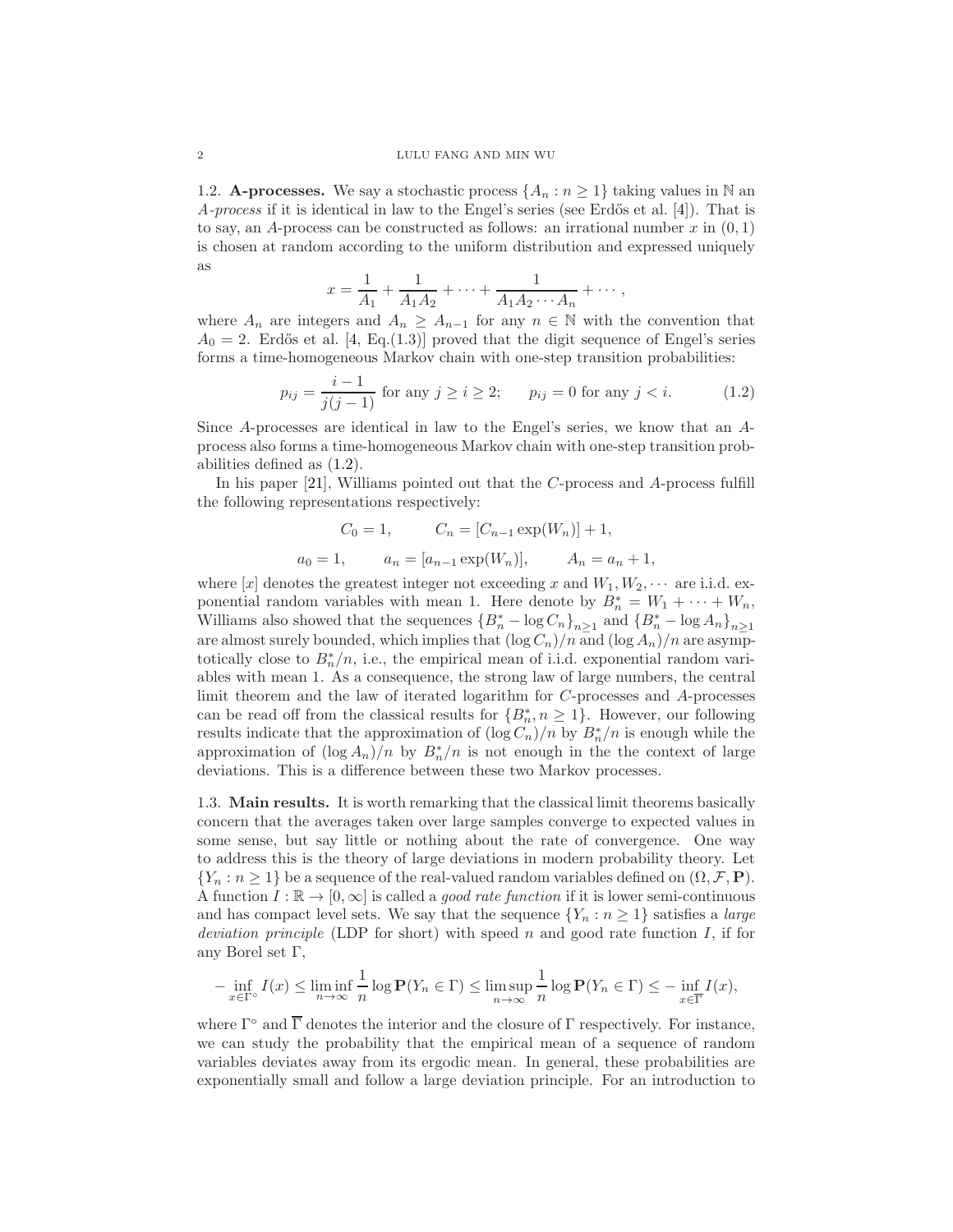1.2. **A-processes.** We say a stochastic process $\{A_n : n \geq 1\}$ taking values in $\mathbb{N}$ an *A-process* if it is identical in law to the Engel's series (see Erdős et al. [4]). That is to say, an $A$-process can be constructed as follows: an irrational number $x$ in $(0, 1)$ is chosen at random according to the uniform distribution and expressed uniquely as

$$x = \frac{1}{A_1} + \frac{1}{A_1 A_2} + \cdots + \frac{1}{A_1 A_2 \cdots A_n} + \cdots,$$

where $A_n$ are integers and $A_n \geq A_{n-1}$ for any $n \in \mathbb{N}$ with the convention that $A_0 = 2$. Erdős et al. [4, Eq.(1.3)] proved that the digit sequence of Engel's series forms a time-homogeneous Markov chain with one-step transition probabilities:

$$p_{ij} = \frac{i-1}{j(j-1)} \text{ for any } j \geq i \geq 2; \qquad p_{ij} = 0 \text{ for any } j < i. \tag{1.2}$$

Since $A$-processes are identical in law to the Engel's series, we know that an $A$-process also forms a time-homogeneous Markov chain with one-step transition probabilities defined as (1.2).

In his paper [21], Williams pointed out that the $C$-process and $A$-process fulfill the following representations respectively:

$$C_0 = 1, \qquad C_n = [C_{n-1} \exp(W_n)] + 1,$$

$$a_0 = 1, \qquad a_n = [a_{n-1} \exp(W_n)], \qquad A_n = a_n + 1,$$

where $[x]$ denotes the greatest integer not exceeding $x$ and $W_1, W_2, \cdots$ are i.i.d. exponential random variables with mean 1. Here denote by $B_n^* = W_1 + \cdots + W_n$, Williams also showed that the sequences $\{B_n^* - \log C_n\}_{n \geq 1}$ and $\{B_n^* - \log A_n\}_{n \geq 1}$ are almost surely bounded, which implies that $(\log C_n)/n$ and $(\log A_n)/n$ are asymptotically close to $B_n^*/n$, i.e., the empirical mean of i.i.d. exponential random variables with mean 1. As a consequence, the strong law of large numbers, the central limit theorem and the law of iterated logarithm for $C$-processes and $A$-processes can be read off from the classical results for $\{B_n^*, n \geq 1\}$. However, our following results indicate that the approximation of $(\log C_n)/n$ by $B_n^*/n$ is enough while the approximation of $(\log A_n)/n$ by $B_n^*/n$ is not enough in the the context of large deviations. This is a difference between these two Markov processes.

1.3. **Main results.** It is worth remarking that the classical limit theorems basically concern that the averages taken over large samples converge to expected values in some sense, but say little or nothing about the rate of convergence. One way to address this is the theory of large deviations in modern probability theory. Let $\{Y_n : n \geq 1\}$ be a sequence of the real-valued random variables defined on $(\Omega, \mathcal{F}, \mathbf{P})$. A function $I : \mathbb{R} \to [0, \infty]$ is called a *good rate function* if it is lower semi-continuous and has compact level sets. We say that the sequence $\{Y_n : n \geq 1\}$ satisfies a *large deviation principle* (LDP for short) with speed $n$ and good rate function $I$, if for any Borel set $\Gamma$,

$$-\inf_{x \in \Gamma^\circ} I(x) \leq \liminf_{n \to \infty} \frac{1}{n} \log \mathbf{P}(Y_n \in \Gamma) \leq \limsup_{n \to \infty} \frac{1}{n} \log \mathbf{P}(Y_n \in \Gamma) \leq -\inf_{x \in \overline{\Gamma}} I(x),$$

where $\Gamma^\circ$ and $\overline{\Gamma}$ denotes the interior and the closure of $\Gamma$ respectively. For instance, we can study the probability that the empirical mean of a sequence of random variables deviates away from its ergodic mean. In general, these probabilities are exponentially small and follow a large deviation principle. For an introduction to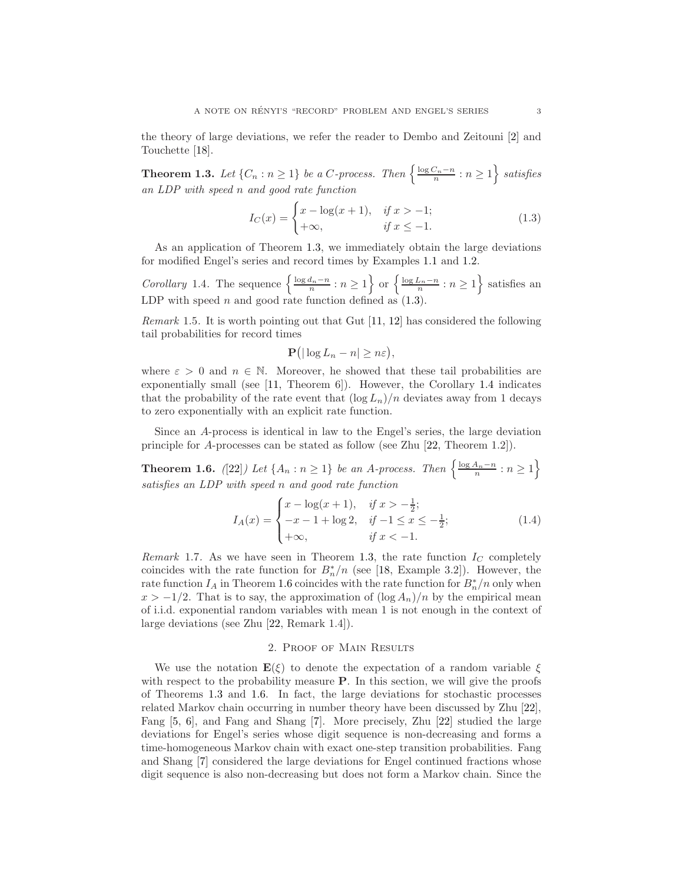the theory of large deviations, we refer the reader to Dembo and Zeitouni [2] and Touchette [18].

**Theorem 1.3.** *Let $\{C_n : n \geq 1\}$ be a C-process. Then $\left\{ \frac{\log C_n - n}{n} : n \geq 1 \right\}$ satisfies an LDP with speed $n$ and good rate function*

$$I_C(x) = \begin{cases} x - \log(x+1), & \text{if } x > -1; \\ +\infty, & \text{if } x \leq -1. \end{cases} \tag{1.3}$$

As an application of Theorem 1.3, we immediately obtain the large deviations for modified Engel's series and record times by Examples 1.1 and 1.2.

*Corollary* 1.4. The sequence $\left\{ \frac{\log d_n - n}{n} : n \geq 1 \right\}$ or $\left\{ \frac{\log L_n - n}{n} : n \geq 1 \right\}$ satisfies an LDP with speed $n$ and good rate function defined as (1.3).

*Remark* 1.5. It is worth pointing out that Gut [11, 12] has considered the following tail probabilities for record times

$$\mathbf{P}\big(|\log L_n - n| \geq n\varepsilon\big),$$

where $\varepsilon > 0$ and $n \in \mathbb{N}$. Moreover, he showed that these tail probabilities are exponentially small (see [11, Theorem 6]). However, the Corollary 1.4 indicates that the probability of the rate event that $(\log L_n)/n$ deviates away from 1 decays to zero exponentially with an explicit rate function.

Since an $A$-process is identical in law to the Engel's series, the large deviation principle for $A$-processes can be stated as follow (see Zhu [22, Theorem 1.2]).

**Theorem 1.6.** *([22]) Let $\{A_n : n \geq 1\}$ be an A-process. Then $\left\{ \frac{\log A_n - n}{n} : n \geq 1 \right\}$ satisfies an LDP with speed $n$ and good rate function*

$$I_A(x) = \begin{cases} x - \log(x+1), & \text{if } x > -\frac{1}{2}; \\ -x - 1 + \log 2, & \text{if } -1 \leq x \leq -\frac{1}{2}; \\ +\infty, & \text{if } x < -1. \end{cases} \tag{1.4}$$

*Remark* 1.7. As we have seen in Theorem 1.3, the rate function $I_C$ completely coincides with the rate function for $B_n^*/n$ (see [18, Example 3.2]). However, the rate function $I_A$ in Theorem 1.6 coincides with the rate function for $B_n^*/n$ only when $x > -1/2$. That is to say, the approximation of $(\log A_n)/n$ by the empirical mean of i.i.d. exponential random variables with mean 1 is not enough in the context of large deviations (see Zhu [22, Remark 1.4]).

## 2. Proof of Main Results

We use the notation $\mathbf{E}(\xi)$ to denote the expectation of a random variable $\xi$ with respect to the probability measure $\mathbf{P}$. In this section, we will give the proofs of Theorems 1.3 and 1.6. In fact, the large deviations for stochastic processes related Markov chain occurring in number theory have been discussed by Zhu [22], Fang [5, 6], and Fang and Shang [7]. More precisely, Zhu [22] studied the large deviations for Engel's series whose digit sequence is non-decreasing and forms a time-homogeneous Markov chain with exact one-step transition probabilities. Fang and Shang [7] considered the large deviations for Engel continued fractions whose digit sequence is also non-decreasing but does not form a Markov chain. Since the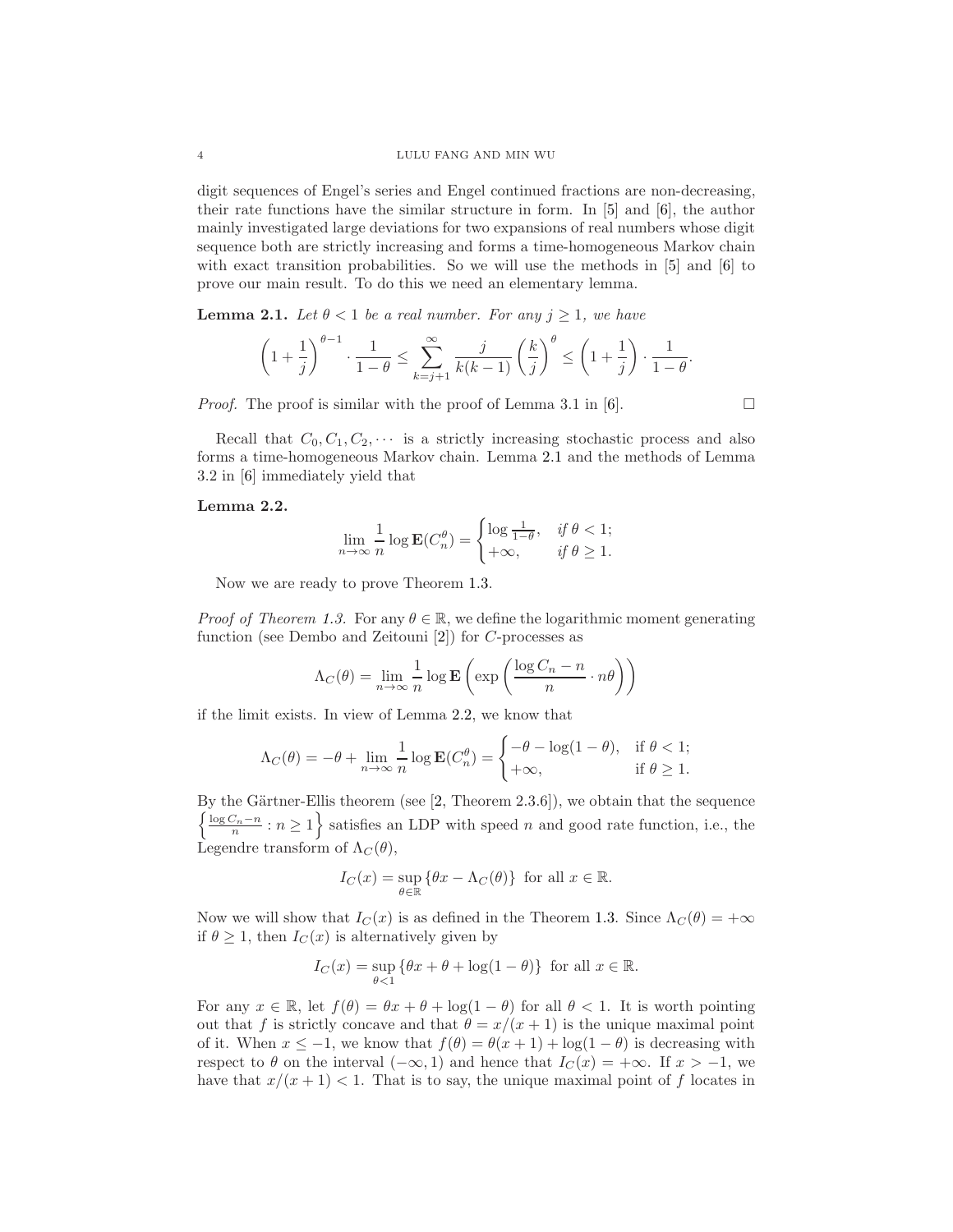digit sequences of Engel's series and Engel continued fractions are non-decreasing, their rate functions have the similar structure in form. In [5] and [6], the author mainly investigated large deviations for two expansions of real numbers whose digit sequence both are strictly increasing and forms a time-homogeneous Markov chain with exact transition probabilities. So we will use the methods in [5] and [6] to prove our main result. To do this we need an elementary lemma.

**Lemma 2.1.** *Let $\theta < 1$ be a real number. For any $j \geq 1$, we have*

$$\left(1 + \frac{1}{j}\right)^{\theta - 1} \cdot \frac{1}{1-\theta} \leq \sum_{k=j+1}^{\infty} \frac{j}{k(k-1)} \left(\frac{k}{j}\right)^{\theta} \leq \left(1 + \frac{1}{j}\right) \cdot \frac{1}{1-\theta}.$$

*Proof.* The proof is similar with the proof of Lemma 3.1 in [6]. □

Recall that $C_0, C_1, C_2, \cdots$ is a strictly increasing stochastic process and also forms a time-homogeneous Markov chain. Lemma 2.1 and the methods of Lemma 3.2 in [6] immediately yield that

**Lemma 2.2.**

$$\lim_{n\to\infty} \frac{1}{n} \log \mathbf{E}(C_n^{\theta}) = \begin{cases} \log \frac{1}{1-\theta}, & \text{if } \theta < 1; \\ +\infty, & \text{if } \theta \geq 1. \end{cases}$$

Now we are ready to prove Theorem 1.3.

*Proof of Theorem 1.3.* For any $\theta \in \mathbb{R}$, we define the logarithmic moment generating function (see Dembo and Zeitouni [2]) for $C$-processes as

$$\Lambda_C(\theta) = \lim_{n\to\infty} \frac{1}{n} \log \mathbf{E}\left(\exp\left(\frac{\log C_n - n}{n} \cdot n\theta\right)\right)$$

if the limit exists. In view of Lemma 2.2, we know that

$$\Lambda_C(\theta) = -\theta + \lim_{n\to\infty} \frac{1}{n} \log \mathbf{E}(C_n^{\theta}) = \begin{cases} -\theta - \log(1-\theta), & \text{if } \theta < 1; \\ +\infty, & \text{if } \theta \geq 1. \end{cases}$$

By the Gärtner-Ellis theorem (see [2, Theorem 2.3.6]), we obtain that the sequence $\left\{\frac{\log C_n - n}{n} : n \geq 1\right\}$ satisfies an LDP with speed $n$ and good rate function, i.e., the Legendre transform of $\Lambda_C(\theta)$,

$$I_C(x) = \sup_{\theta \in \mathbb{R}} \{\theta x - \Lambda_C(\theta)\} \text{ for all } x \in \mathbb{R}.$$

Now we will show that $I_C(x)$ is as defined in the Theorem 1.3. Since $\Lambda_C(\theta) = +\infty$ if $\theta \geq 1$, then $I_C(x)$ is alternatively given by

$$I_C(x) = \sup_{\theta < 1} \{\theta x + \theta + \log(1-\theta)\} \text{ for all } x \in \mathbb{R}.$$

For any $x \in \mathbb{R}$, let $f(\theta) = \theta x + \theta + \log(1-\theta)$ for all $\theta < 1$. It is worth pointing out that $f$ is strictly concave and that $\theta = x/(x+1)$ is the unique maximal point of it. When $x \leq -1$, we know that $f(\theta) = \theta(x+1) + \log(1-\theta)$ is decreasing with respect to $\theta$ on the interval $(-\infty, 1)$ and hence that $I_C(x) = +\infty$. If $x > -1$, we have that $x/(x+1) < 1$. That is to say, the unique maximal point of $f$ locates in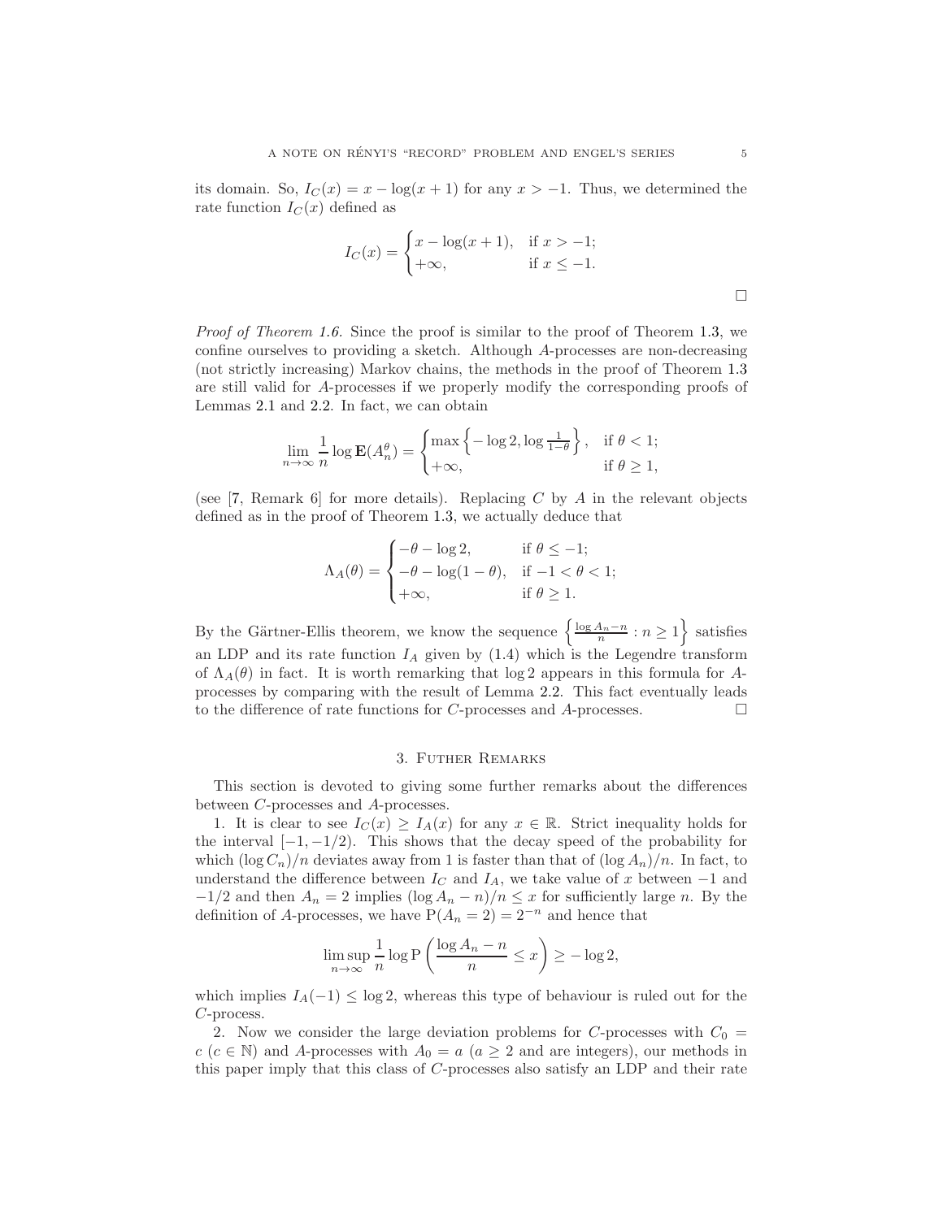its domain. So, $I_C(x) = x - \log(x+1)$ for any $x > -1$. Thus, we determined the rate function $I_C(x)$ defined as

$$I_C(x) = \begin{cases} x - \log(x+1), & \text{if } x > -1; \\ +\infty, & \text{if } x \leq -1. \end{cases}$$

□

*Proof of Theorem 1.6.* Since the proof is similar to the proof of Theorem 1.3, we confine ourselves to providing a sketch. Although $A$-processes are non-decreasing (not strictly increasing) Markov chains, the methods in the proof of Theorem 1.3 are still valid for $A$-processes if we properly modify the corresponding proofs of Lemmas 2.1 and 2.2. In fact, we can obtain

$$\lim_{n\to\infty} \frac{1}{n} \log \mathbf{E}(A_n^\theta) = \begin{cases} \max\left\{-\log 2, \log \frac{1}{1-\theta}\right\}, & \text{if } \theta < 1; \\ +\infty, & \text{if } \theta \geq 1, \end{cases}$$

(see [7, Remark 6] for more details). Replacing $C$ by $A$ in the relevant objects defined as in the proof of Theorem 1.3, we actually deduce that

$$\Lambda_A(\theta) = \begin{cases} -\theta - \log 2, & \text{if } \theta \leq -1; \\ -\theta - \log(1-\theta), & \text{if } -1 < \theta < 1; \\ +\infty, & \text{if } \theta \geq 1. \end{cases}$$

By the Gärtner-Ellis theorem, we know the sequence $\left\{\frac{\log A_n - n}{n} : n \geq 1\right\}$ satisfies an LDP and its rate function $I_A$ given by (1.4) which is the Legendre transform of $\Lambda_A(\theta)$ in fact. It is worth remarking that $\log 2$ appears in this formula for $A$-processes by comparing with the result of Lemma 2.2. This fact eventually leads to the difference of rate functions for $C$-processes and $A$-processes. □

## 3. Futher Remarks

This section is devoted to giving some further remarks about the differences between $C$-processes and $A$-processes.

1. It is clear to see $I_C(x) \geq I_A(x)$ for any $x \in \mathbb{R}$. Strict inequality holds for the interval $[-1, -1/2)$. This shows that the decay speed of the probability for which $(\log C_n)/n$ deviates away from 1 is faster than that of $(\log A_n)/n$. In fact, to understand the difference between $I_C$ and $I_A$, we take value of $x$ between $-1$ and $-1/2$ and then $A_n = 2$ implies $(\log A_n - n)/n \leq x$ for sufficiently large $n$. By the definition of $A$-processes, we have $\mathrm{P}(A_n = 2) = 2^{-n}$ and hence that

$$\limsup_{n\to\infty} \frac{1}{n} \log \mathrm{P}\left(\frac{\log A_n - n}{n} \leq x\right) \geq -\log 2,$$

which implies $I_A(-1) \leq \log 2$, whereas this type of behaviour is ruled out for the $C$-process.

2. Now we consider the large deviation problems for $C$-processes with $C_0 = c$ ($c \in \mathbb{N}$) and $A$-processes with $A_0 = a$ ($a \geq 2$ and are integers), our methods in this paper imply that this class of $C$-processes also satisfy an LDP and their rate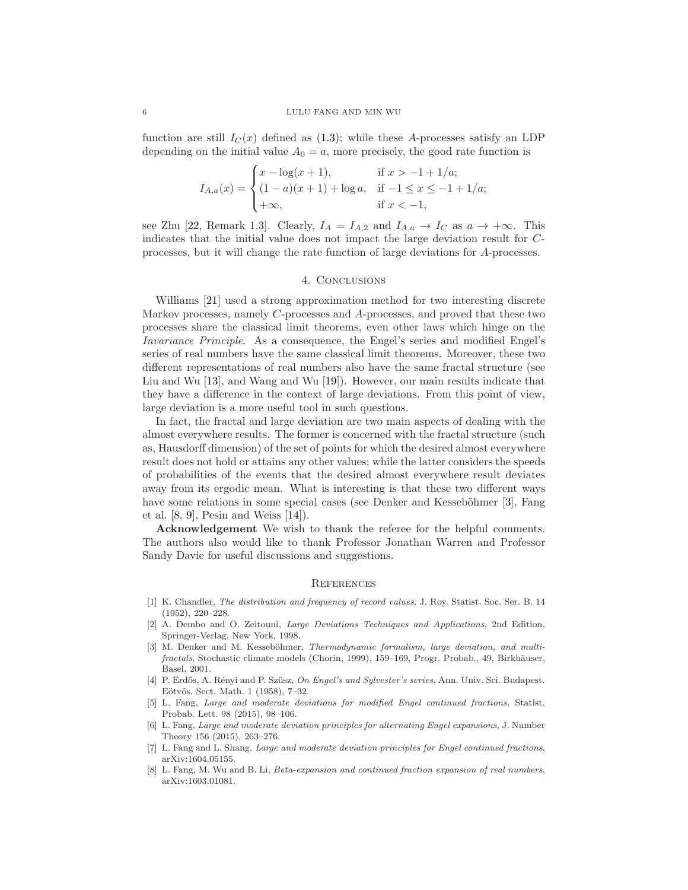function are still $I_C(x)$ defined as (1.3); while these $A$-processes satisfy an LDP depending on the initial value $A_0 = a$, more precisely, the good rate function is

$$I_{A,a}(x) = \begin{cases} x - \log(x+1), & \text{if } x > -1 + 1/a; \\ (1-a)(x+1) + \log a, & \text{if } -1 \leq x \leq -1 + 1/a; \\ +\infty, & \text{if } x < -1, \end{cases}$$

see Zhu [22, Remark 1.3]. Clearly, $I_A = I_{A,2}$ and $I_{A,a} \to I_C$ as $a \to +\infty$. This indicates that the initial value does not impact the large deviation result for $C$-processes, but it will change the rate function of large deviations for $A$-processes.

## 4. Conclusions

Williams [21] used a strong approximation method for two interesting discrete Markov processes, namely $C$-processes and $A$-processes, and proved that these two processes share the classical limit theorems, even other laws which hinge on the *Invariance Principle*. As a consequence, the Engel's series and modified Engel's series of real numbers have the same classical limit theorems. Moreover, these two different representations of real numbers also have the same fractal structure (see Liu and Wu [13], and Wang and Wu [19]). However, our main results indicate that they have a difference in the context of large deviations. From this point of view, large deviation is a more useful tool in such questions.

In fact, the fractal and large deviation are two main aspects of dealing with the almost everywhere results. The former is concerned with the fractal structure (such as, Hausdorff dimension) of the set of points for which the desired almost everywhere result does not hold or attains any other values; while the latter considers the speeds of probabilities of the events that the desired almost everywhere result deviates away from its ergodic mean. What is interesting is that these two different ways have some relations in some special cases (see Denker and Kesseböhmer [3], Fang et al. [8, 9], Pesin and Weiss [14]).

**Acknowledgement** We wish to thank the referee for the helpful comments. The authors also would like to thank Professor Jonathan Warren and Professor Sandy Davie for useful discussions and suggestions.

## References

[1] K. Chandler, *The distribution and frequency of record values*, J. Roy. Statist. Soc. Ser. B. 14 (1952), 220–228.

[2] A. Dembo and O. Zeitouni, *Large Deviations Techniques and Applications*, 2nd Edition, Springer-Verlag, New York, 1998.

[3] M. Denker and M. Kesseböhmer, *Thermodynamic formalism, large deviation, and multifractals*, Stochastic climate models (Chorin, 1999), 159–169, Progr. Probab., 49, Birkhäuser, Basel, 2001.

[4] P. Erdős, A. Rényi and P. Szüsz, *On Engel's and Sylvester's series*, Ann. Univ. Sci. Budapest. Eötvös. Sect. Math. 1 (1958), 7–32.

[5] L. Fang, *Large and moderate deviations for modified Engel continued fractions*, Statist. Probab. Lett. 98 (2015), 98–106.

[6] L. Fang, *Large and moderate deviation principles for alternating Engel expansions*, J. Number Theory 156 (2015), 263–276.

[7] L. Fang and L. Shang, *Large and moderate deviation principles for Engel continued fractions*, arXiv:1604.05155.

[8] L. Fang, M. Wu and B. Li, *Beta-expansion and continued fraction expansion of real numbers*, arXiv:1603.01081.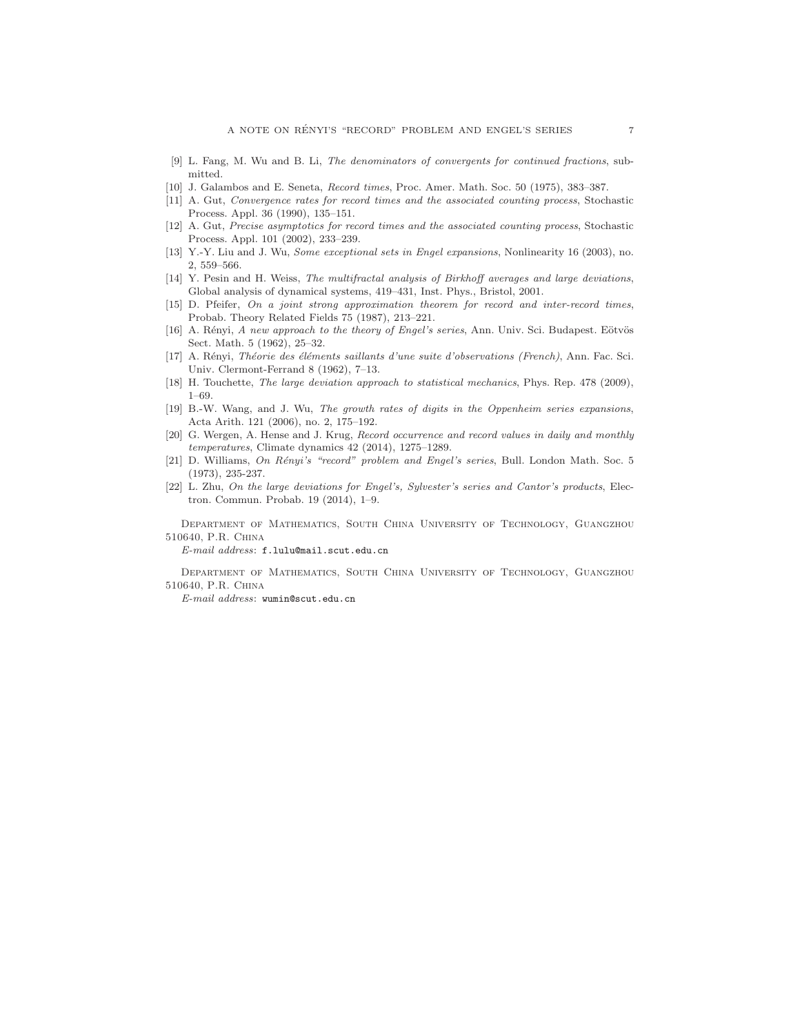[9] L. Fang, M. Wu and B. Li, *The denominators of convergents for continued fractions*, submitted.

[10] J. Galambos and E. Seneta, *Record times*, Proc. Amer. Math. Soc. 50 (1975), 383–387.

[11] A. Gut, *Convergence rates for record times and the associated counting process*, Stochastic Process. Appl. 36 (1990), 135–151.

[12] A. Gut, *Precise asymptotics for record times and the associated counting process*, Stochastic Process. Appl. 101 (2002), 233–239.

[13] Y.-Y. Liu and J. Wu, *Some exceptional sets in Engel expansions*, Nonlinearity 16 (2003), no. 2, 559–566.

[14] Y. Pesin and H. Weiss, *The multifractal analysis of Birkhoff averages and large deviations*, Global analysis of dynamical systems, 419–431, Inst. Phys., Bristol, 2001.

[15] D. Pfeifer, *On a joint strong approximation theorem for record and inter-record times*, Probab. Theory Related Fields 75 (1987), 213–221.

[16] A. Rényi, *A new approach to the theory of Engel's series*, Ann. Univ. Sci. Budapest. Eötvös Sect. Math. 5 (1962), 25–32.

[17] A. Rényi, *Théorie des éléments saillants d'une suite d'observations (French)*, Ann. Fac. Sci. Univ. Clermont-Ferrand 8 (1962), 7–13.

[18] H. Touchette, *The large deviation approach to statistical mechanics*, Phys. Rep. 478 (2009), 1–69.

[19] B.-W. Wang, and J. Wu, *The growth rates of digits in the Oppenheim series expansions*, Acta Arith. 121 (2006), no. 2, 175–192.

[20] G. Wergen, A. Hense and J. Krug, *Record occurrence and record values in daily and monthly temperatures*, Climate dynamics 42 (2014), 1275–1289.

[21] D. Williams, *On Rényi's "record" problem and Engel's series*, Bull. London Math. Soc. 5 (1973), 235-237.

[22] L. Zhu, *On the large deviations for Engel's, Sylvester's series and Cantor's products*, Electron. Commun. Probab. 19 (2014), 1–9.

Department of Mathematics, South China University of Technology, Guangzhou 510640, P.R. China

*E-mail address*: f.lulu@mail.scut.edu.cn

Department of Mathematics, South China University of Technology, Guangzhou 510640, P.R. China

*E-mail address*: wumin@scut.edu.cn